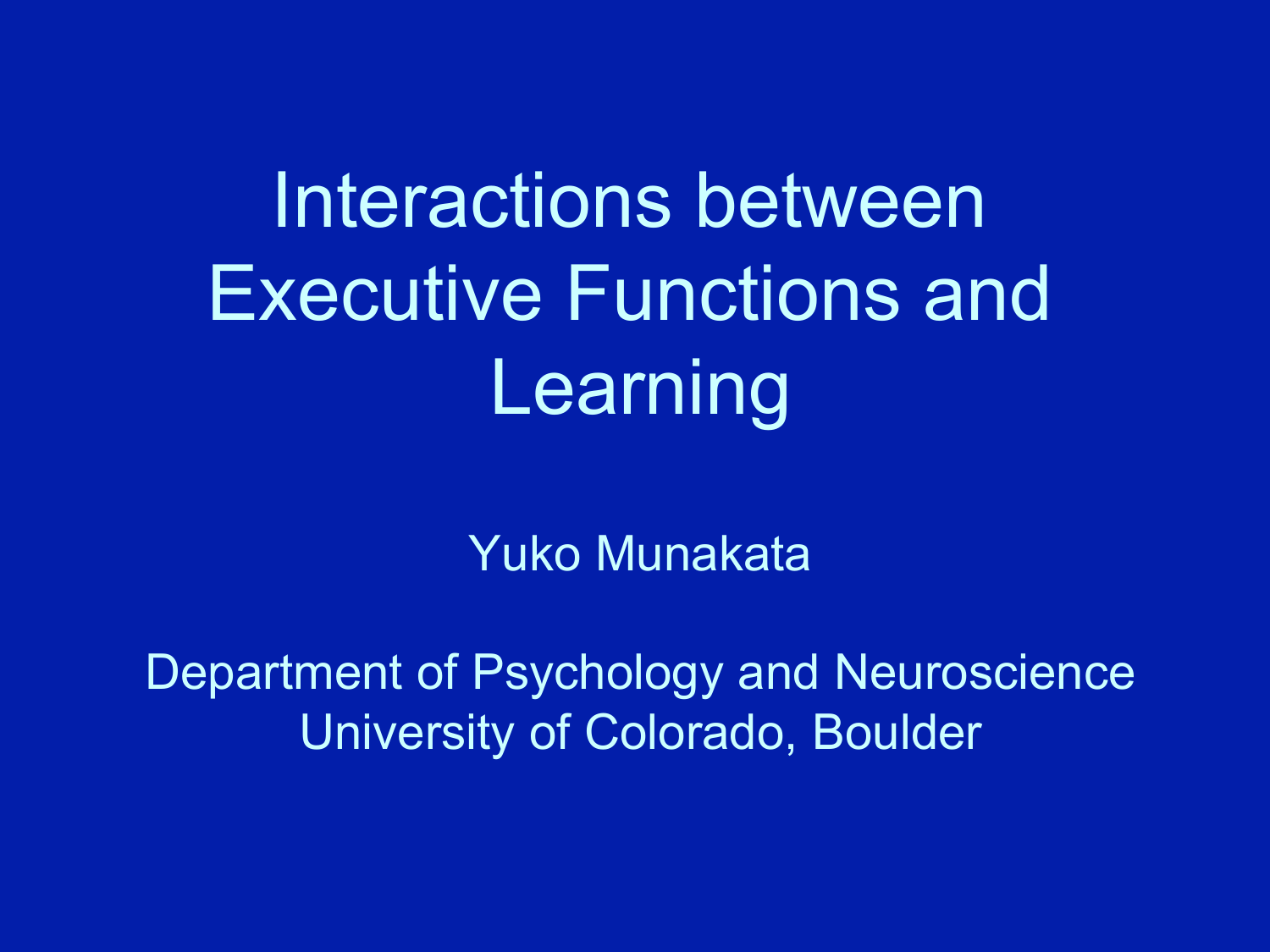# Interactions between Executive Functions and Learning

Yuko Munakata

Department of Psychology and Neuroscience
University of Colorado, Boulder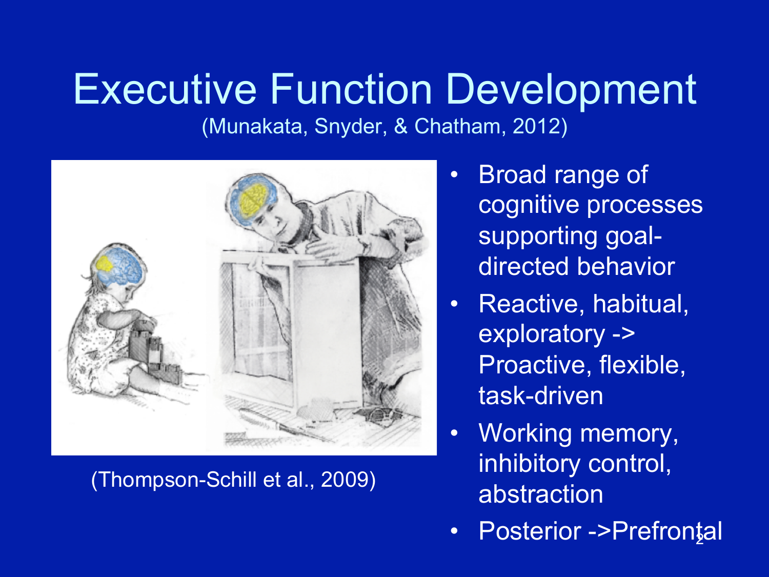# Executive Function Development

(Munakata, Snyder, & Chatham, 2012)

(Thompson-Schill et al., 2009)

- Broad range of cognitive processes supporting goal-directed behavior
- Reactive, habitual, exploratory -> Proactive, flexible, task-driven
- Working memory, inhibitory control, abstraction
- Posterior ->Prefrontal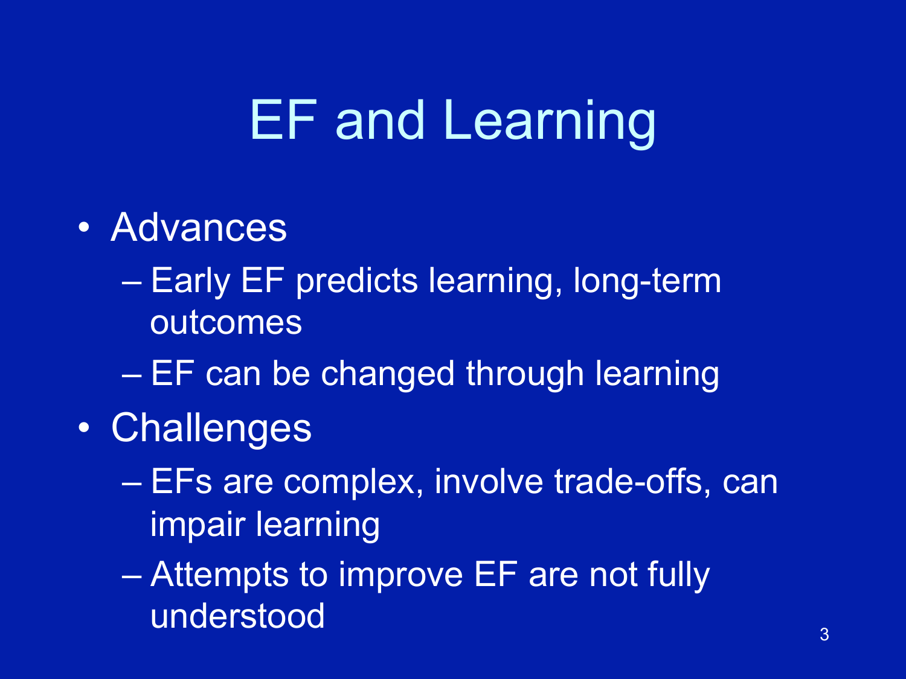# EF and Learning

- Advances
  - Early EF predicts learning, long-term outcomes
  - EF can be changed through learning
- Challenges
  - EFs are complex, involve trade-offs, can impair learning
  - Attempts to improve EF are not fully understood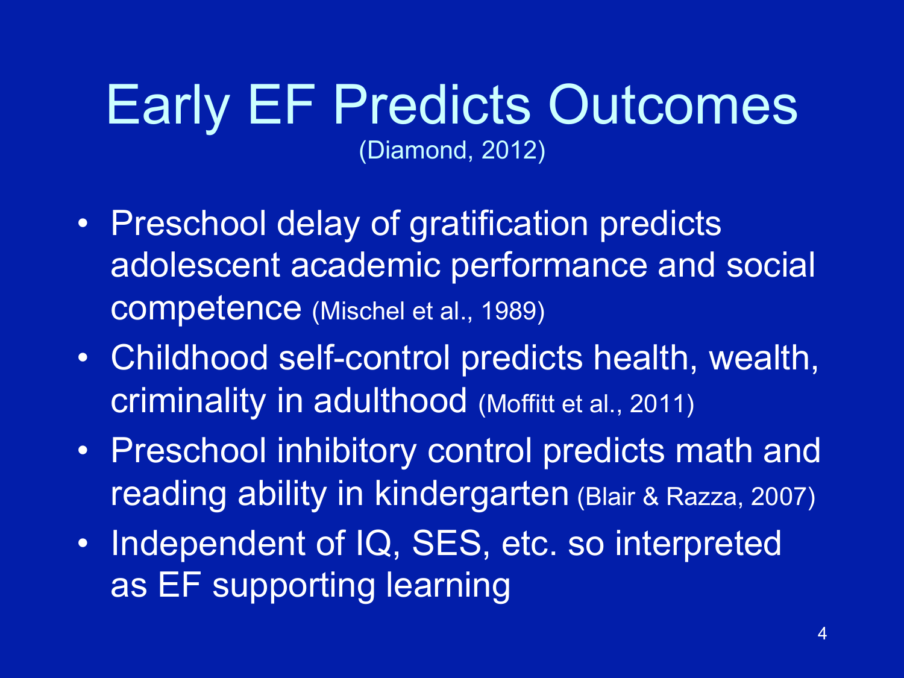# Early EF Predicts Outcomes

(Diamond, 2012)

- Preschool delay of gratification predicts adolescent academic performance and social competence (Mischel et al., 1989)
- Childhood self-control predicts health, wealth, criminality in adulthood (Moffitt et al., 2011)
- Preschool inhibitory control predicts math and reading ability in kindergarten (Blair & Razza, 2007)
- Independent of IQ, SES, etc. so interpreted as EF supporting learning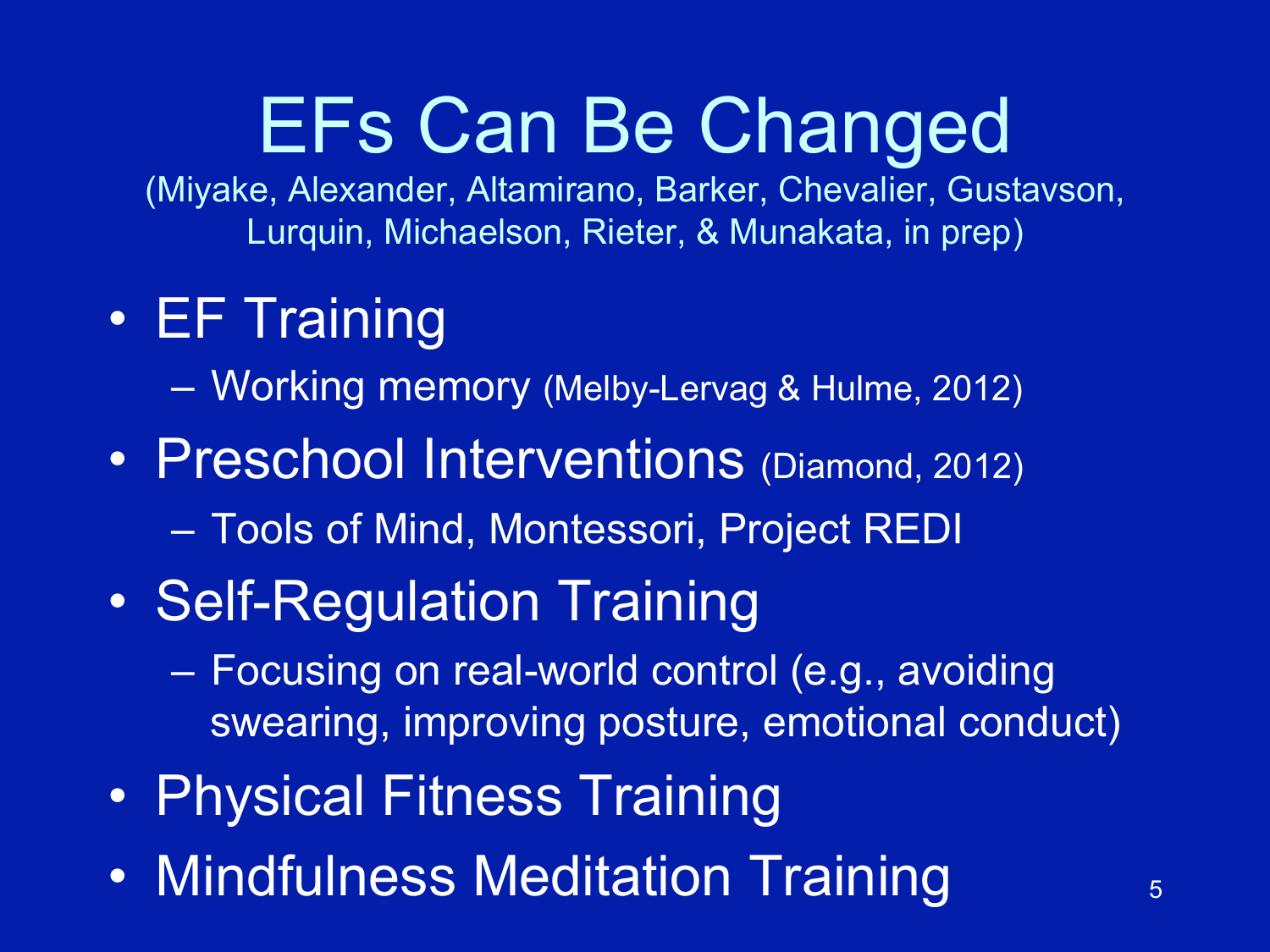# EFs Can Be Changed

(Miyake, Alexander, Altamirano, Barker, Chevalier, Gustavson, Lurquin, Michaelson, Rieter, & Munakata, in prep)

- EF Training
  - Working memory (Melby-Lervag & Hulme, 2012)
- Preschool Interventions (Diamond, 2012)
  - Tools of Mind, Montessori, Project REDI
- Self-Regulation Training
  - Focusing on real-world control (e.g., avoiding swearing, improving posture, emotional conduct)
- Physical Fitness Training
- Mindfulness Meditation Training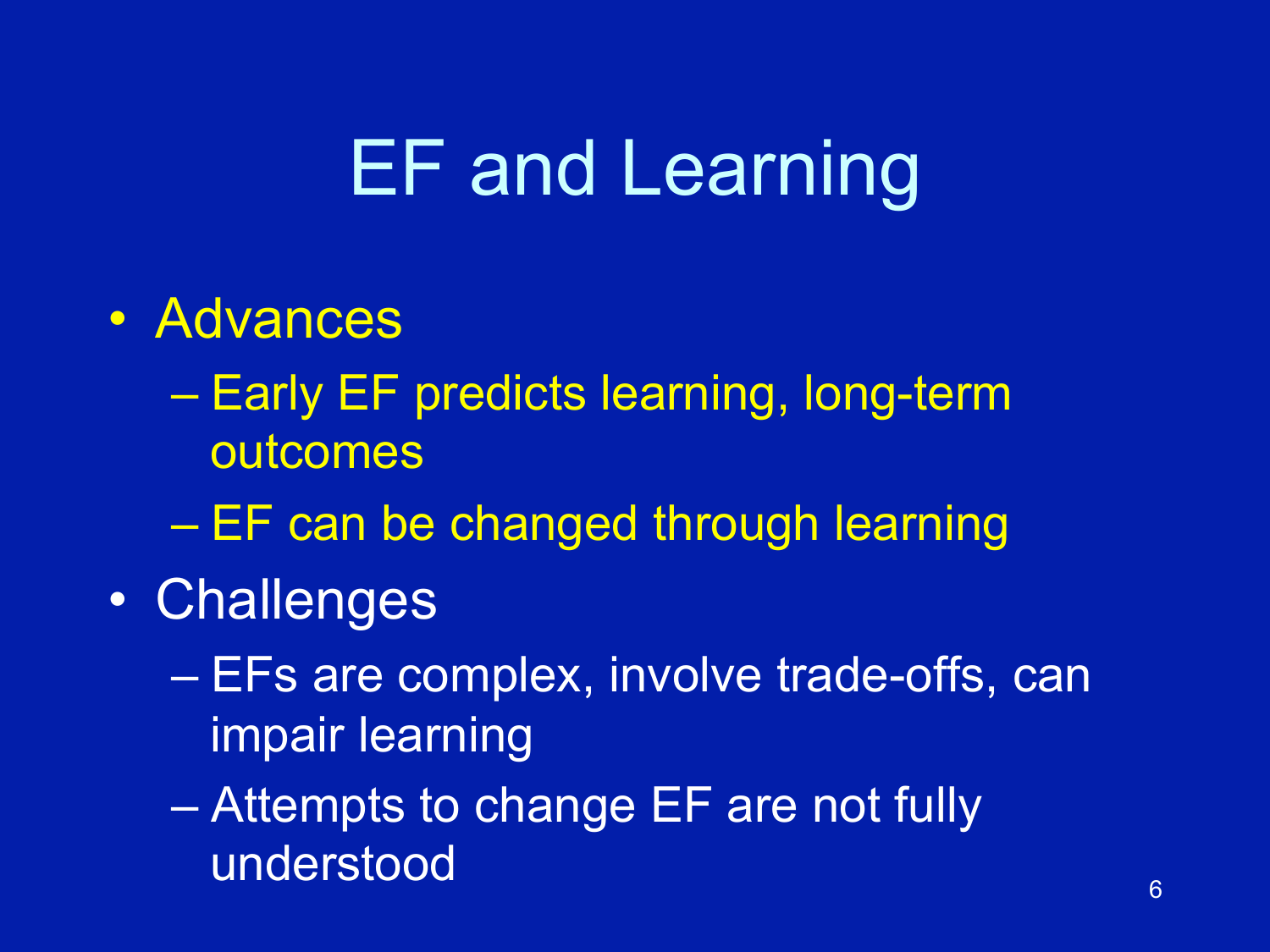# EF and Learning

- Advances
  - Early EF predicts learning, long-term outcomes
  - EF can be changed through learning
- Challenges
  - EFs are complex, involve trade-offs, can impair learning
  - Attempts to change EF are not fully understood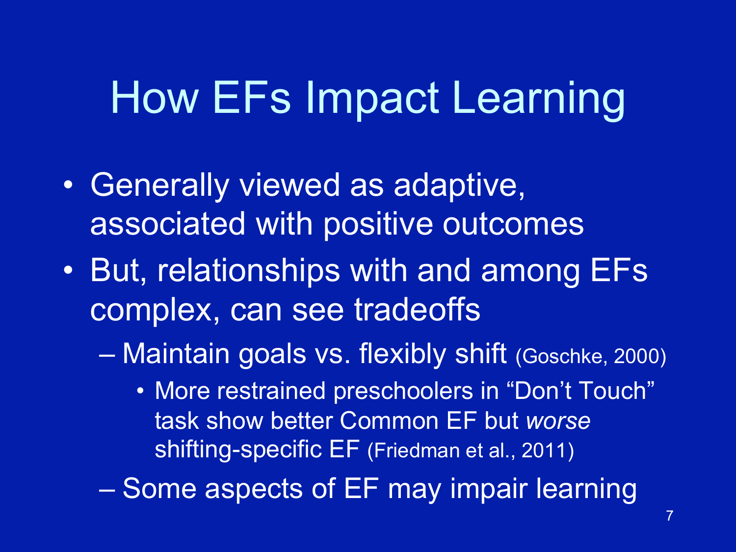# How EFs Impact Learning

- Generally viewed as adaptive, associated with positive outcomes
- But, relationships with and among EFs complex, can see tradeoffs
  - Maintain goals vs. flexibly shift (Goschke, 2000)
    - More restrained preschoolers in "Don't Touch" task show better Common EF but *worse* shifting-specific EF (Friedman et al., 2011)
  - Some aspects of EF may impair learning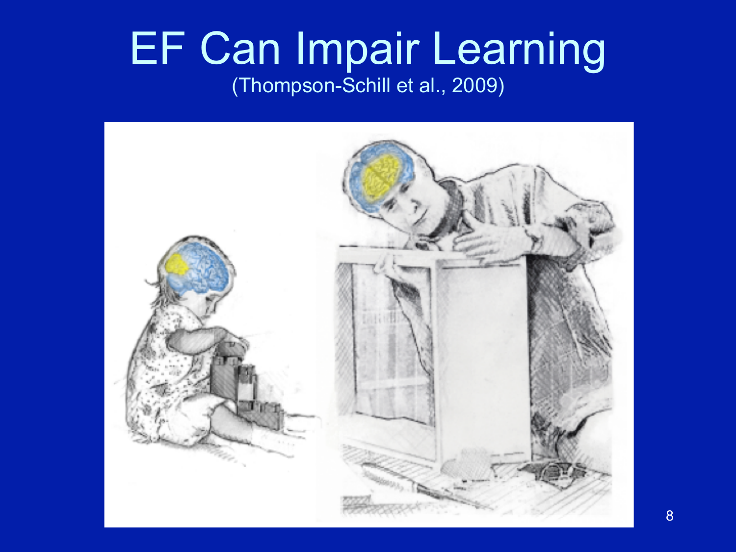# EF Can Impair Learning

(Thompson-Schill et al., 2009)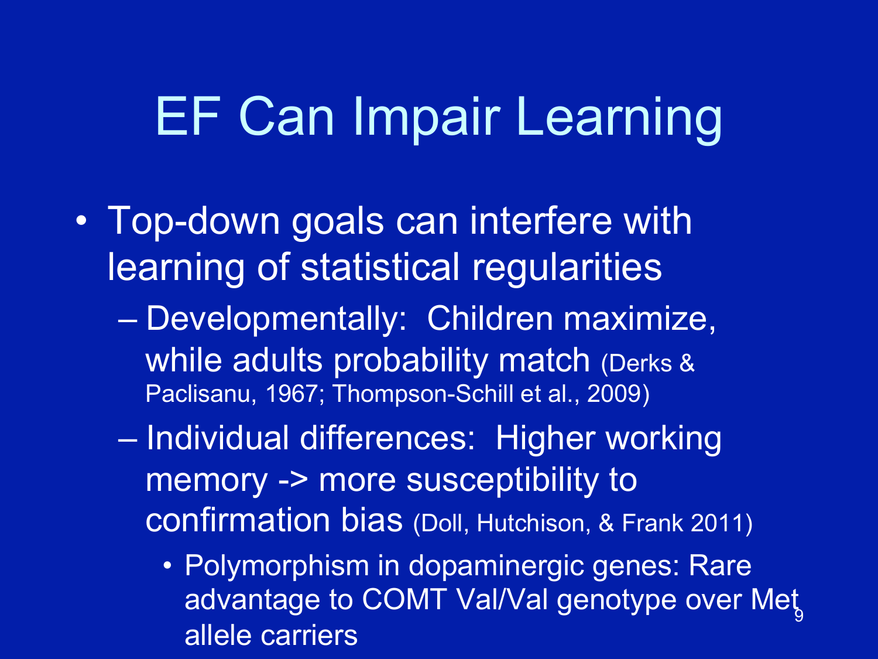# EF Can Impair Learning

- Top-down goals can interfere with learning of statistical regularities
  - Developmentally: Children maximize, while adults probability match (Derks & Paclisanu, 1967; Thompson-Schill et al., 2009)
  - Individual differences: Higher working memory -> more susceptibility to confirmation bias (Doll, Hutchison, & Frank 2011)
    - Polymorphism in dopaminergic genes: Rare advantage to COMT Val/Val genotype over Met allele carriers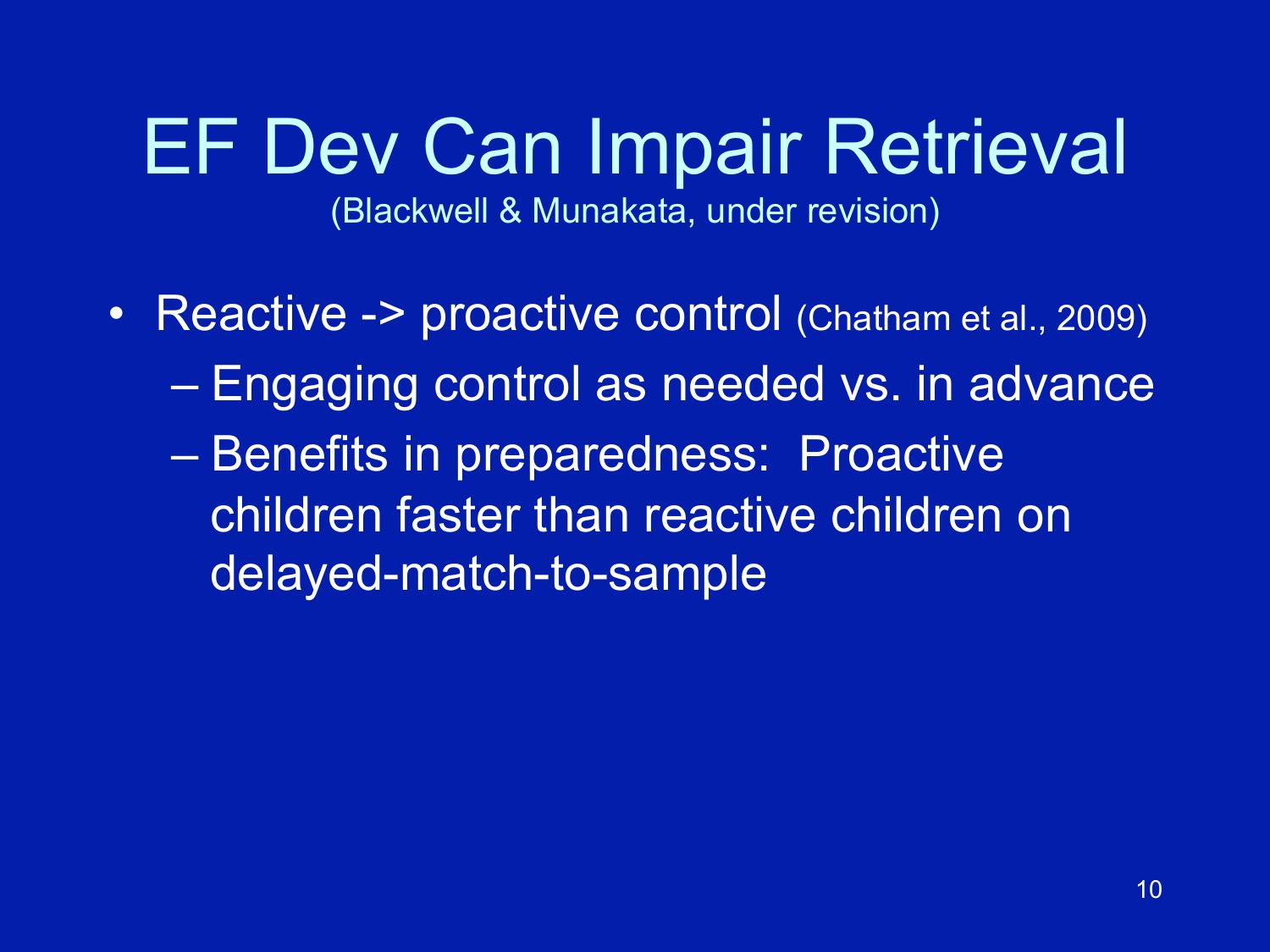# EF Dev Can Impair Retrieval

(Blackwell & Munakata, under revision)

- Reactive -> proactive control (Chatham et al., 2009)
  - Engaging control as needed vs. in advance
  - Benefits in preparedness: Proactive children faster than reactive children on delayed-match-to-sample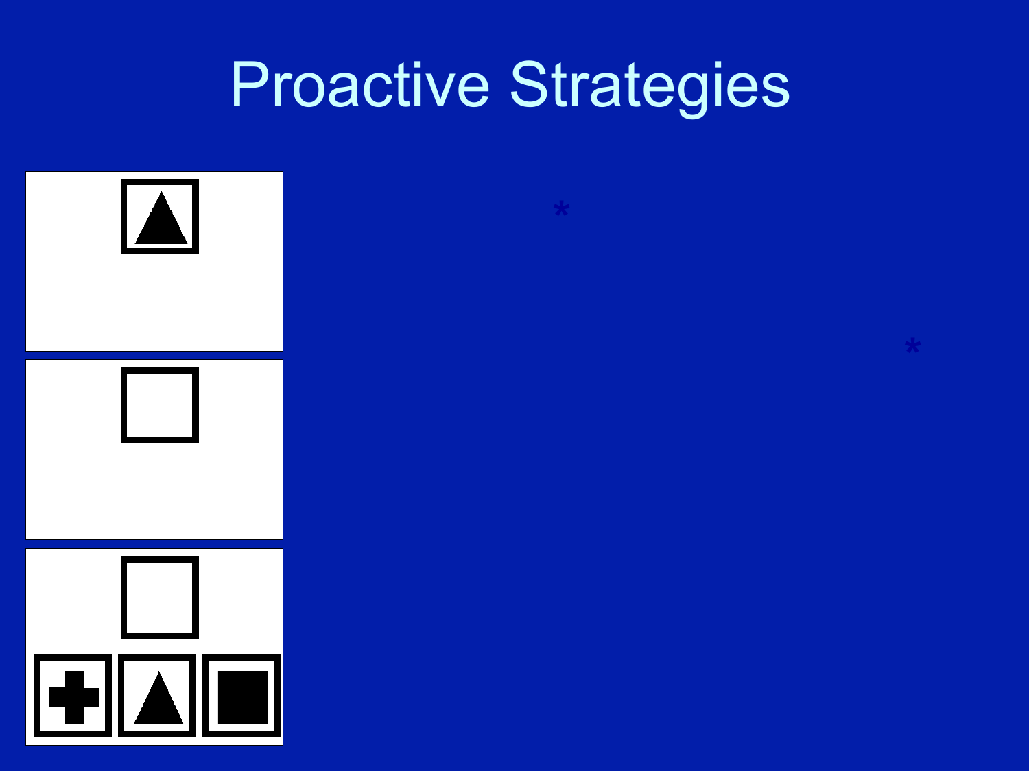# Proactive Strategies

*

*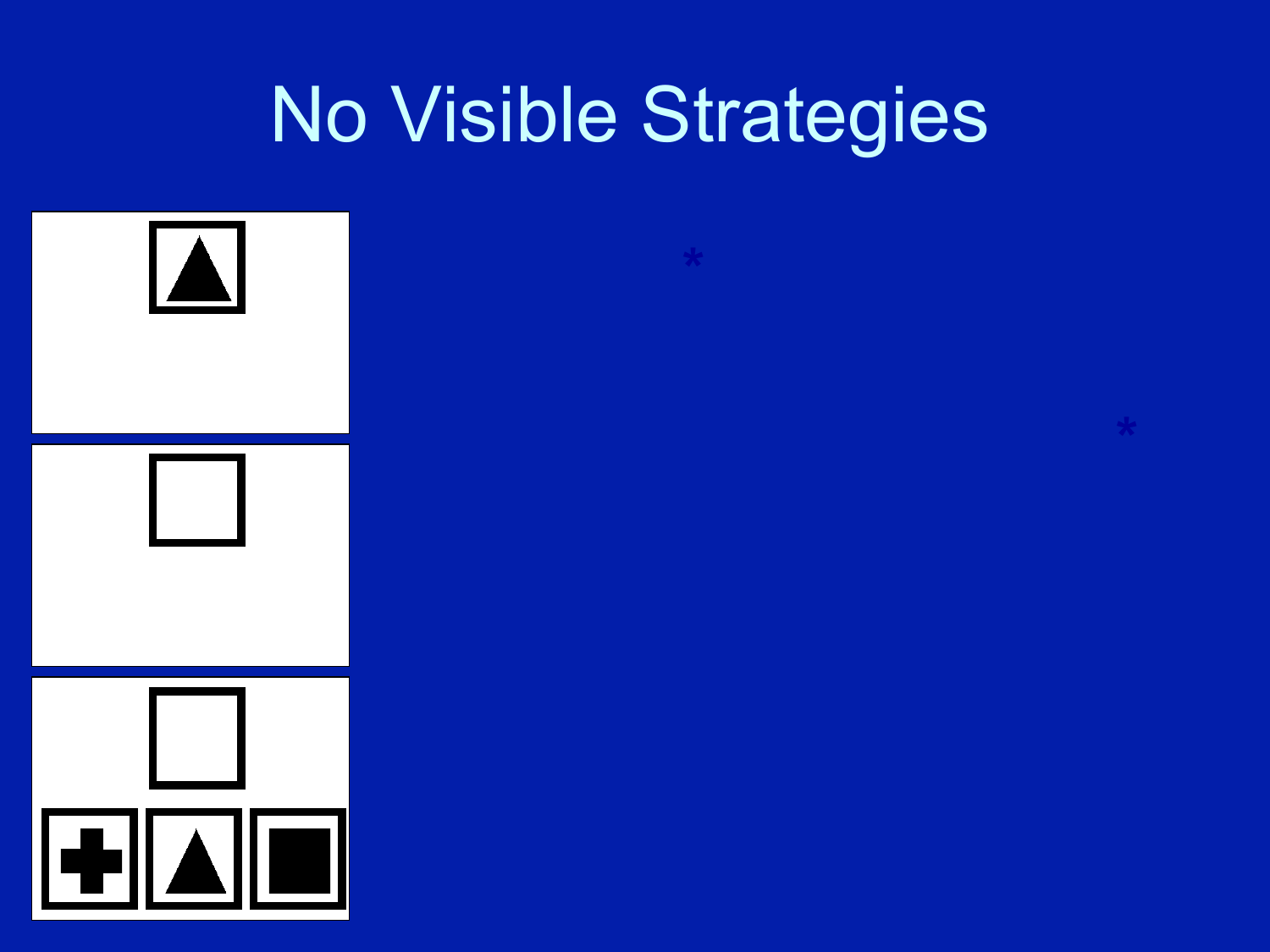# No Visible Strategies

*

*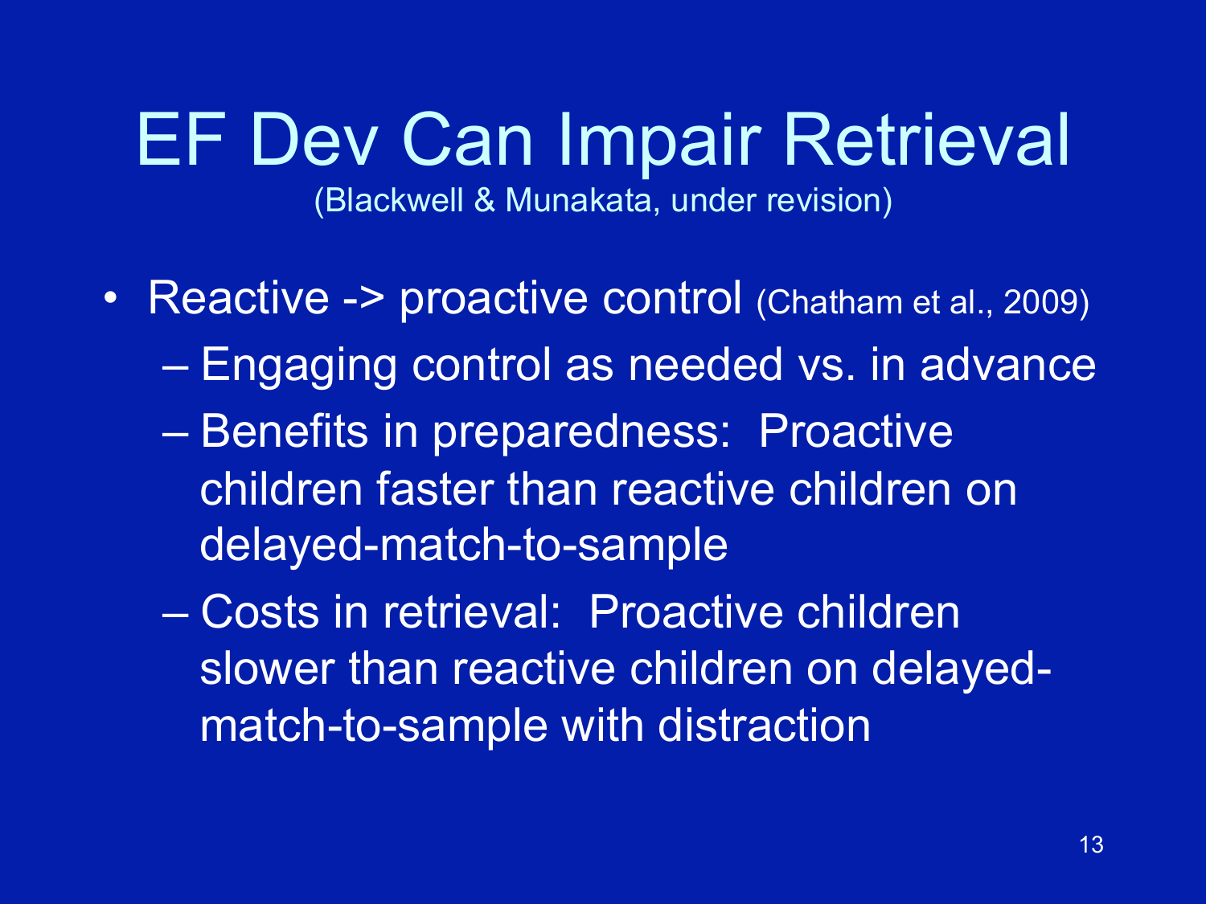# EF Dev Can Impair Retrieval

(Blackwell & Munakata, under revision)

- Reactive -> proactive control (Chatham et al., 2009)
  - Engaging control as needed vs. in advance
  - Benefits in preparedness: Proactive children faster than reactive children on delayed-match-to-sample
  - Costs in retrieval: Proactive children slower than reactive children on delayed-match-to-sample with distraction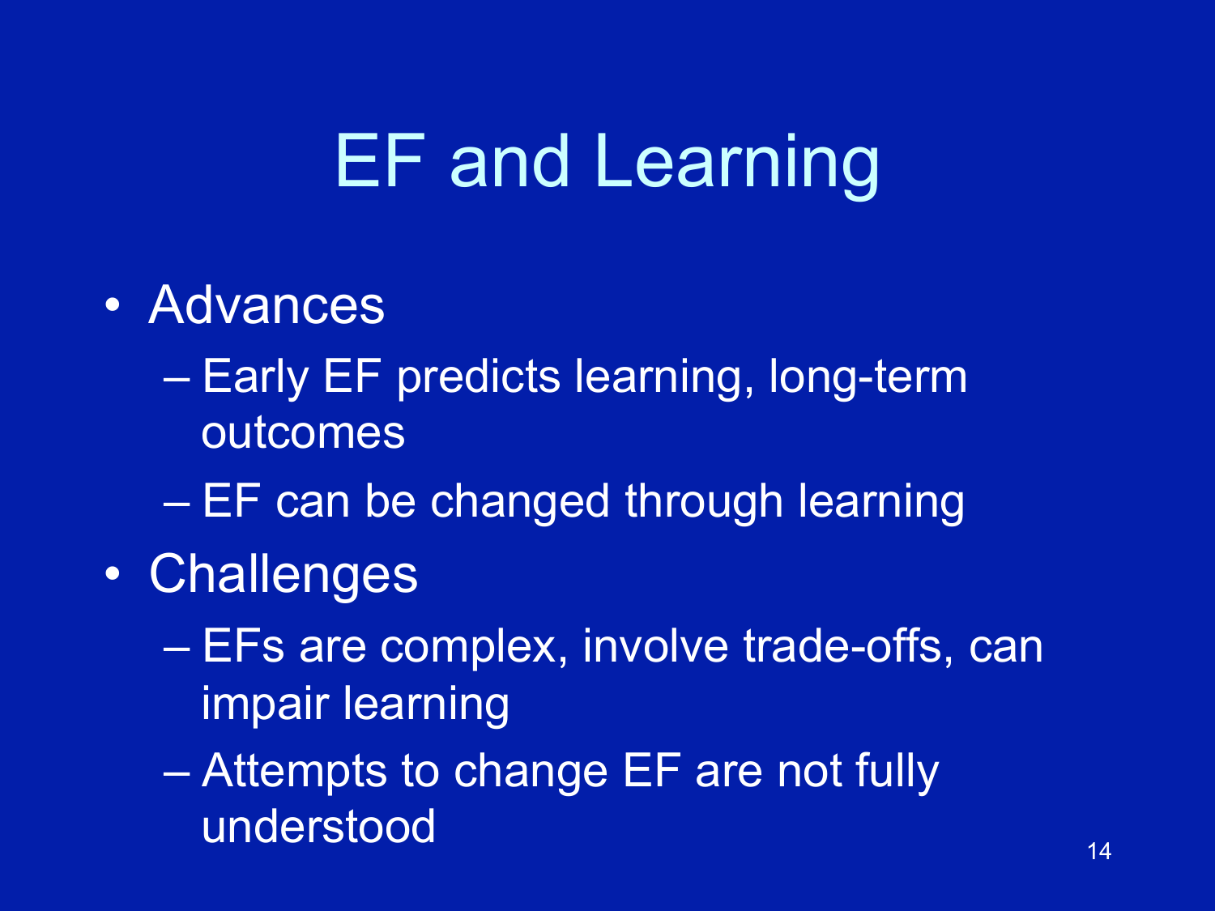# EF and Learning

- Advances
  - Early EF predicts learning, long-term outcomes
  - EF can be changed through learning
- Challenges
  - EFs are complex, involve trade-offs, can impair learning
  - Attempts to change EF are not fully understood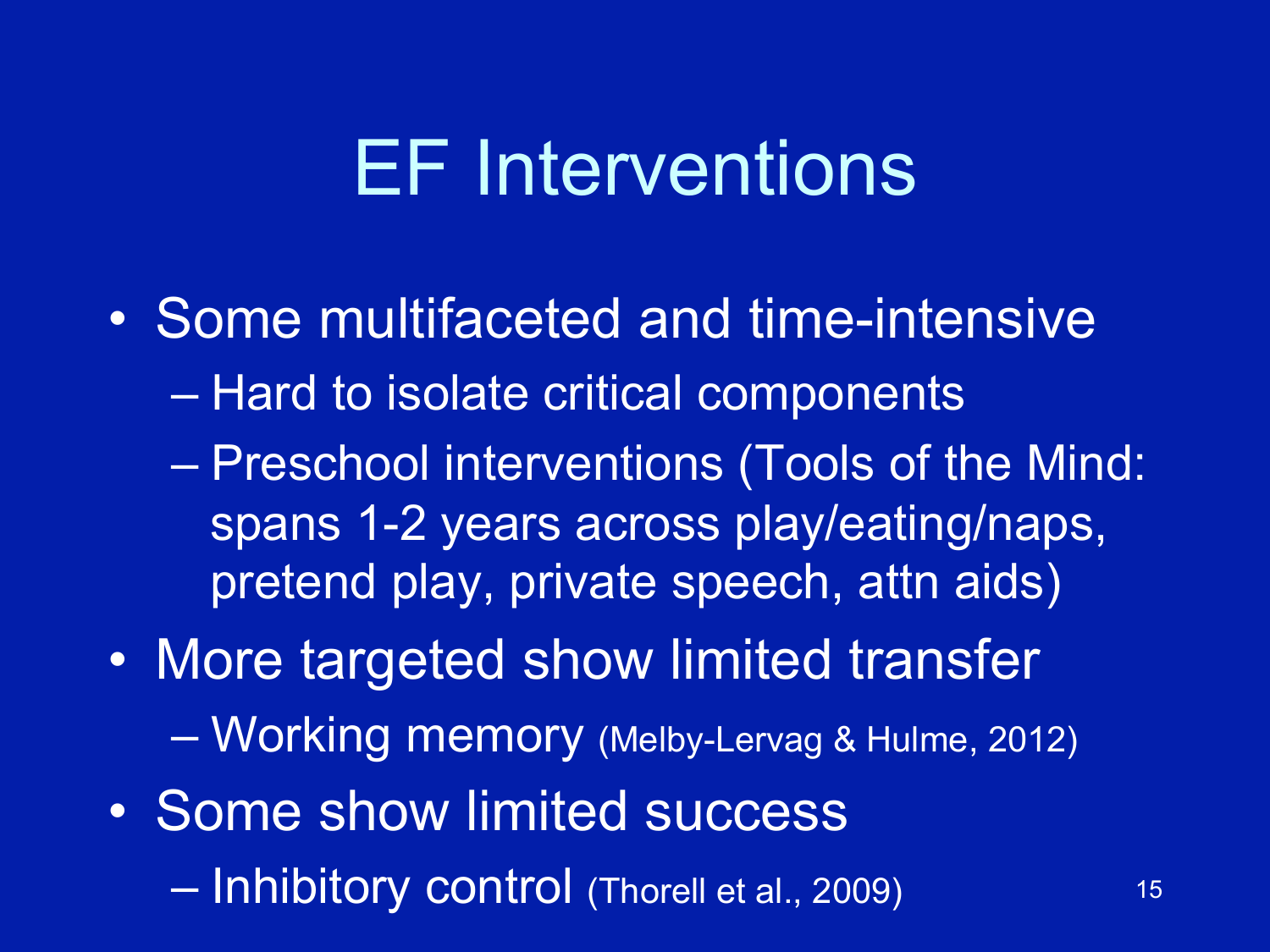# EF Interventions

- Some multifaceted and time-intensive
  - Hard to isolate critical components
  - Preschool interventions (Tools of the Mind: spans 1-2 years across play/eating/naps, pretend play, private speech, attn aids)
- More targeted show limited transfer
  - Working memory (Melby-Lervag & Hulme, 2012)
- Some show limited success
  - Inhibitory control (Thorell et al., 2009)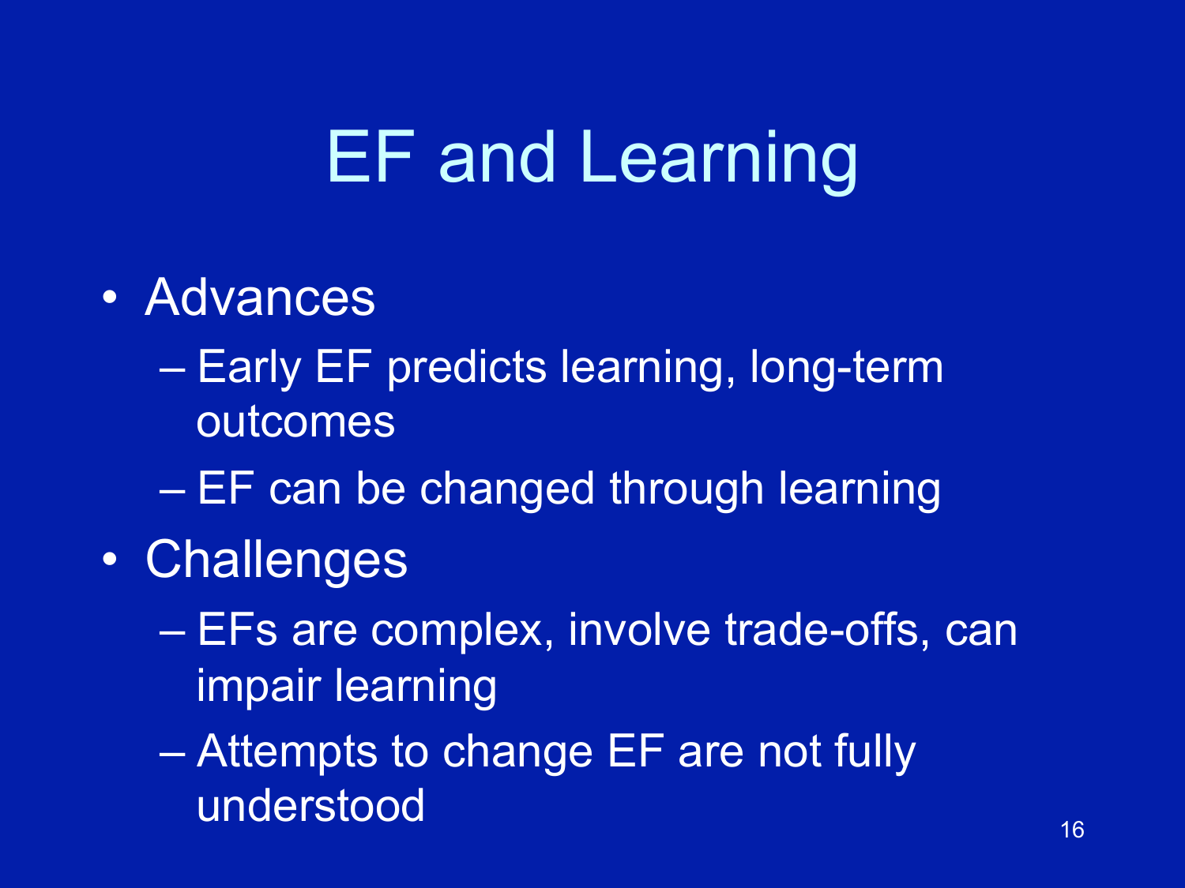# EF and Learning

- Advances
  - Early EF predicts learning, long-term outcomes
  - EF can be changed through learning
- Challenges
  - EFs are complex, involve trade-offs, can impair learning
  - Attempts to change EF are not fully understood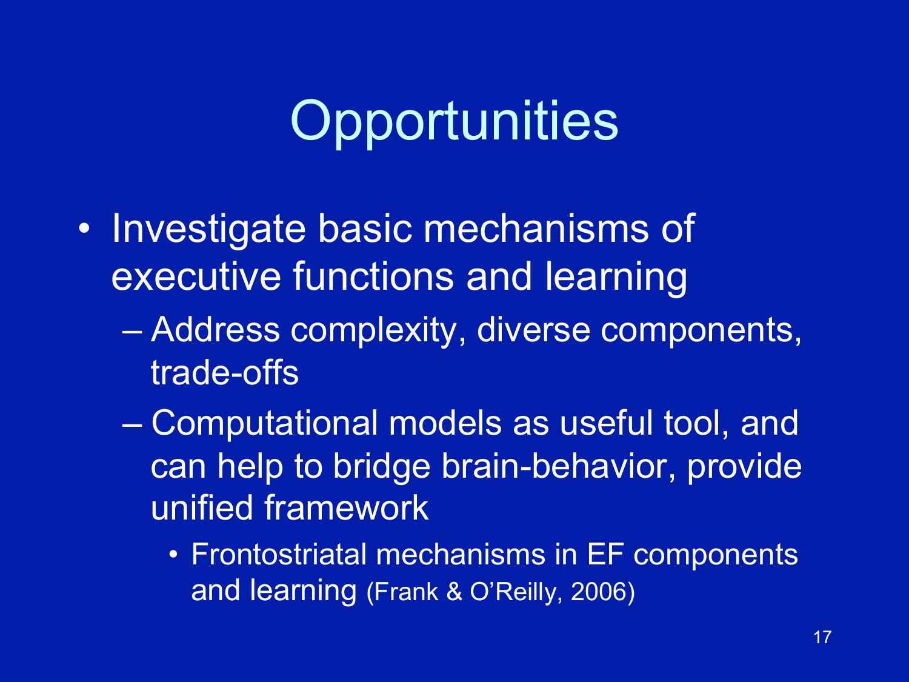# Opportunities

- Investigate basic mechanisms of executive functions and learning
  - Address complexity, diverse components, trade-offs
  - Computational models as useful tool, and can help to bridge brain-behavior, provide unified framework
    - Frontostriatal mechanisms in EF components and learning (Frank & O'Reilly, 2006)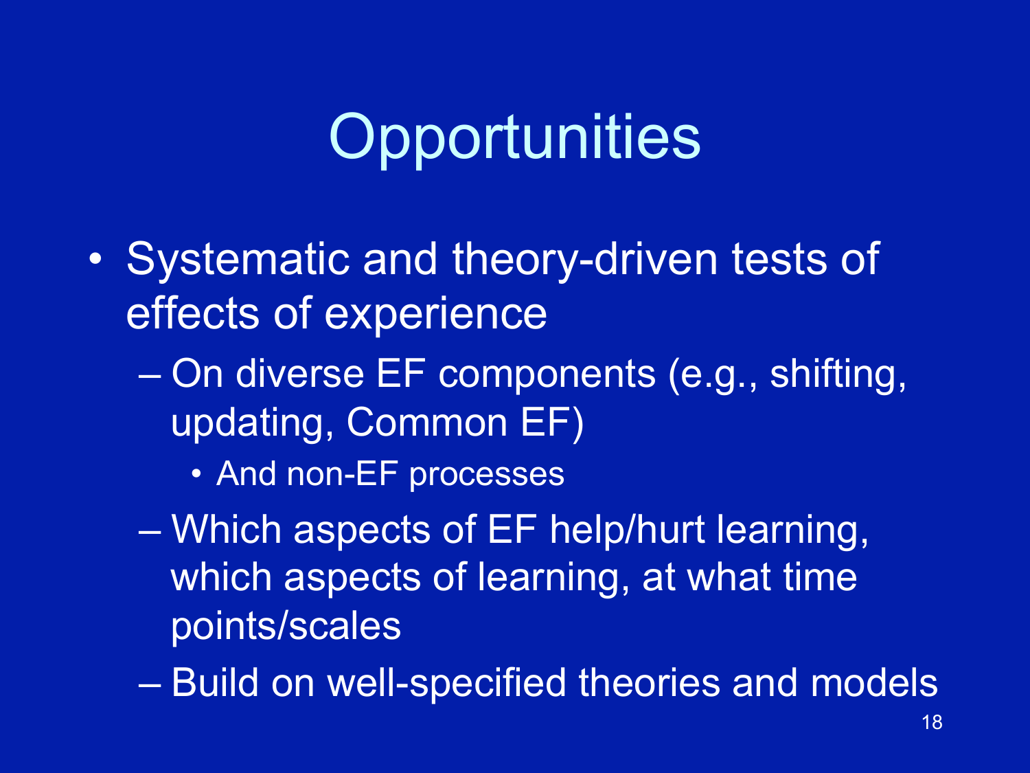# Opportunities

- Systematic and theory-driven tests of effects of experience
  - On diverse EF components (e.g., shifting, updating, Common EF)
    - And non-EF processes
  - Which aspects of EF help/hurt learning, which aspects of learning, at what time points/scales
  - Build on well-specified theories and models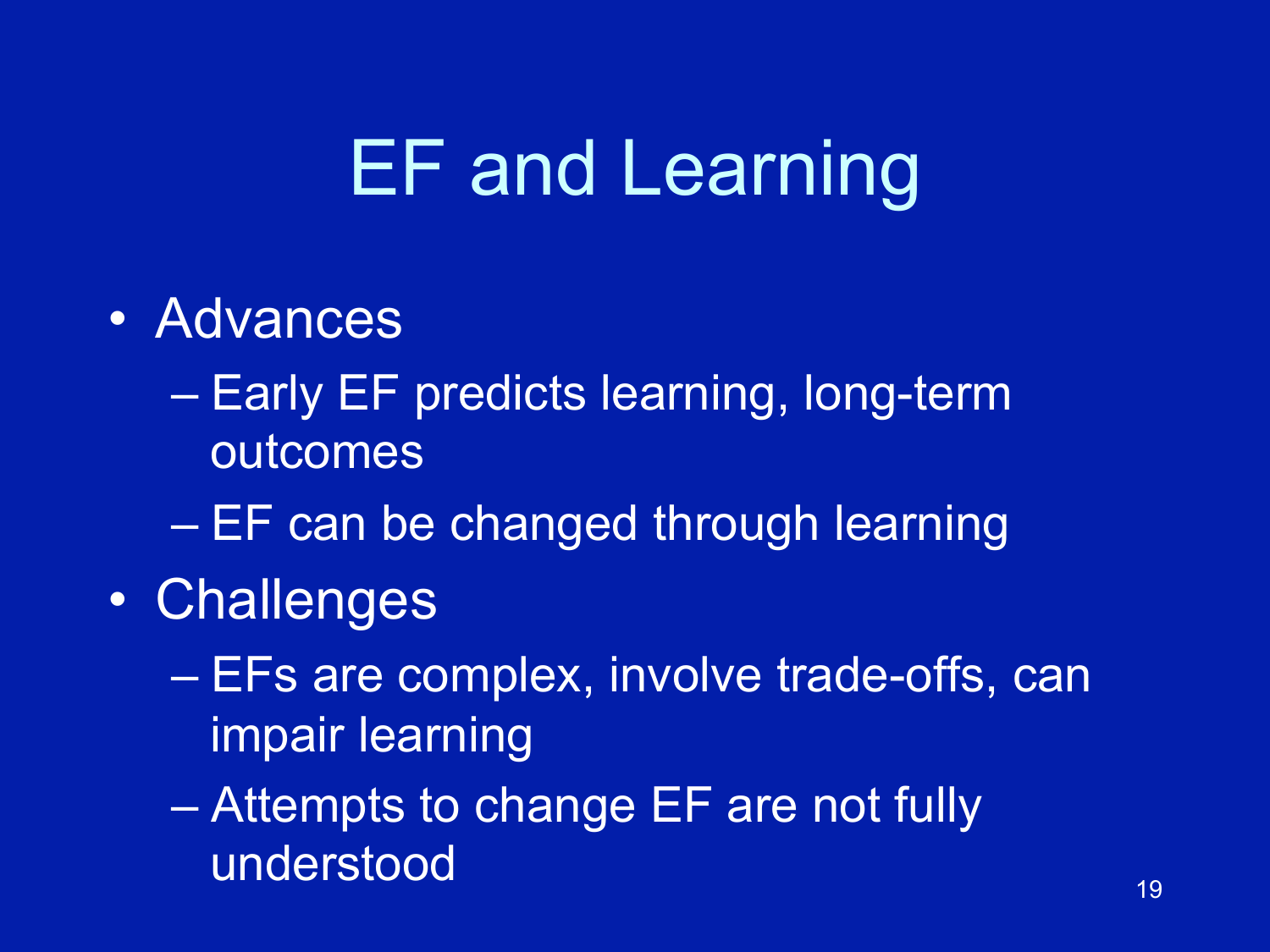# EF and Learning

- Advances
  - Early EF predicts learning, long-term outcomes
  - EF can be changed through learning
- Challenges
  - EFs are complex, involve trade-offs, can impair learning
  - Attempts to change EF are not fully understood